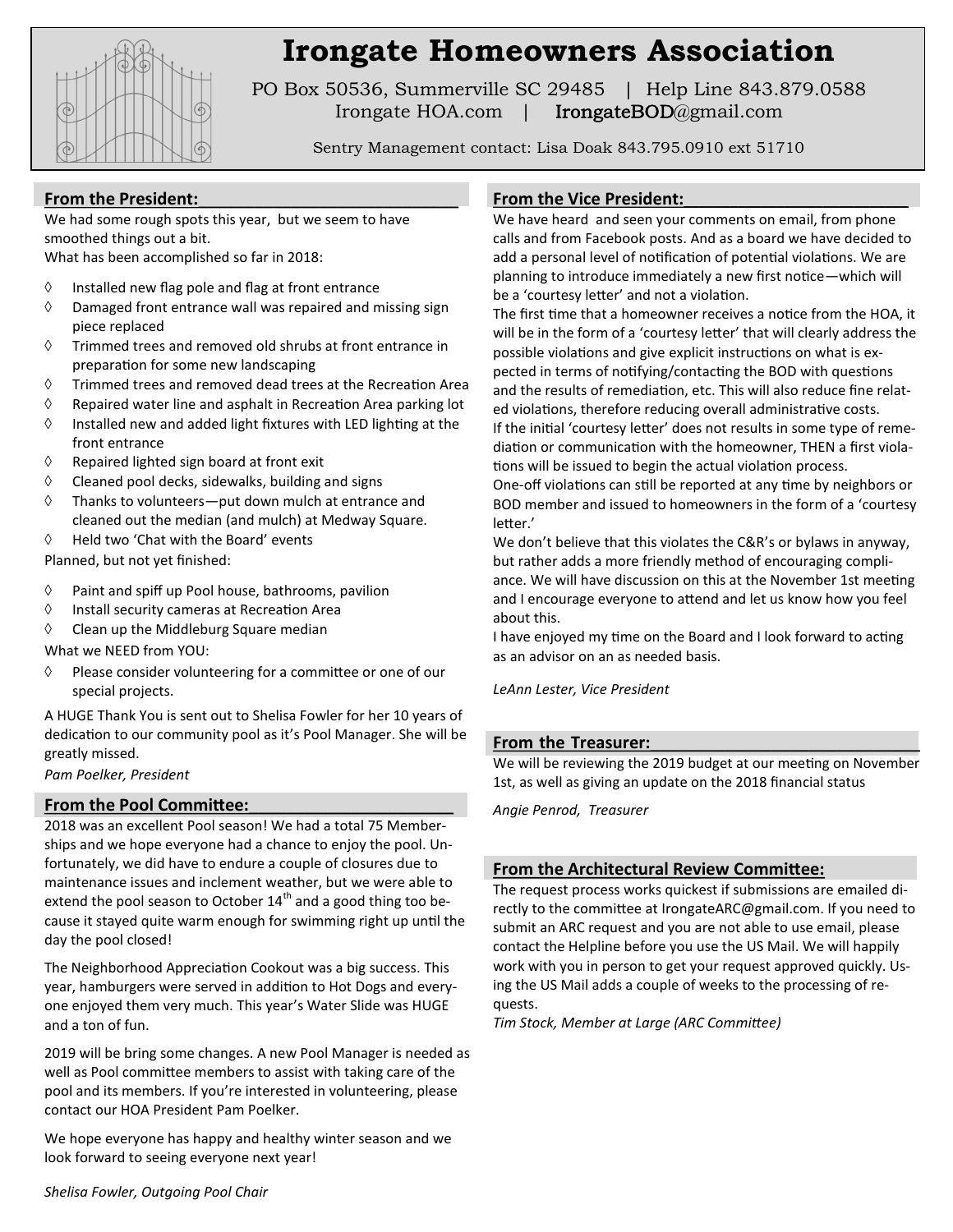# Irongate Homeowners Association

PO Box 50536, Summerville SC 29485 | Help Line 843.879.0588
Irongate HOA.com | IrongateBOD@gmail.com

Sentry Management contact: Lisa Doak 843.795.0910 ext 51710

## From the President:

We had some rough spots this year, but we seem to have smoothed things out a bit.
What has been accomplished so far in 2018:

- Installed new flag pole and flag at front entrance
- Damaged front entrance wall was repaired and missing sign piece replaced
- Trimmed trees and removed old shrubs at front entrance in preparation for some new landscaping
- Trimmed trees and removed dead trees at the Recreation Area
- Repaired water line and asphalt in Recreation Area parking lot
- Installed new and added light fixtures with LED lighting at the front entrance
- Repaired lighted sign board at front exit
- Cleaned pool decks, sidewalks, building and signs
- Thanks to volunteers—put down mulch at entrance and cleaned out the median (and mulch) at Medway Square.
- Held two 'Chat with the Board' events

Planned, but not yet finished:

- Paint and spiff up Pool house, bathrooms, pavilion
- Install security cameras at Recreation Area
- Clean up the Middleburg Square median

What we NEED from YOU:

- Please consider volunteering for a committee or one of our special projects.

A HUGE Thank You is sent out to Shelisa Fowler for her 10 years of dedication to our community pool as it's Pool Manager. She will be greatly missed.

*Pam Poelker, President*

## From the Pool Committee:

2018 was an excellent Pool season! We had a total 75 Memberships and we hope everyone had a chance to enjoy the pool. Unfortunately, we did have to endure a couple of closures due to maintenance issues and inclement weather, but we were able to extend the pool season to October 14th and a good thing too because it stayed quite warm enough for swimming right up until the day the pool closed!

The Neighborhood Appreciation Cookout was a big success. This year, hamburgers were served in addition to Hot Dogs and everyone enjoyed them very much. This year's Water Slide was HUGE and a ton of fun.

2019 will be bring some changes. A new Pool Manager is needed as well as Pool committee members to assist with taking care of the pool and its members. If you're interested in volunteering, please contact our HOA President Pam Poelker.

We hope everyone has happy and healthy winter season and we look forward to seeing everyone next year!

*Shelisa Fowler, Outgoing Pool Chair*

## From the Vice President:

We have heard and seen your comments on email, from phone calls and from Facebook posts. And as a board we have decided to add a personal level of notification of potential violations. We are planning to introduce immediately a new first notice—which will be a 'courtesy letter' and not a violation.

The first time that a homeowner receives a notice from the HOA, it will be in the form of a 'courtesy letter' that will clearly address the possible violations and give explicit instructions on what is expected in terms of notifying/contacting the BOD with questions and the results of remediation, etc. This will also reduce fine related violations, therefore reducing overall administrative costs.

If the initial 'courtesy letter' does not results in some type of remediation or communication with the homeowner, THEN a first violations will be issued to begin the actual violation process.

One-off violations can still be reported at any time by neighbors or BOD member and issued to homeowners in the form of a 'courtesy letter.'

We don't believe that this violates the C&R's or bylaws in anyway, but rather adds a more friendly method of encouraging compliance. We will have discussion on this at the November 1st meeting and I encourage everyone to attend and let us know how you feel about this.

I have enjoyed my time on the Board and I look forward to acting as an advisor on an as needed basis.

*LeAnn Lester, Vice President*

## From the Treasurer:

We will be reviewing the 2019 budget at our meeting on November 1st, as well as giving an update on the 2018 financial status

*Angie Penrod, Treasurer*

## From the Architectural Review Committee:

The request process works quickest if submissions are emailed directly to the committee at IrongateARC@gmail.com. If you need to submit an ARC request and you are not able to use email, please contact the Helpline before you use the US Mail. We will happily work with you in person to get your request approved quickly. Using the US Mail adds a couple of weeks to the processing of requests.

*Tim Stock, Member at Large (ARC Committee)*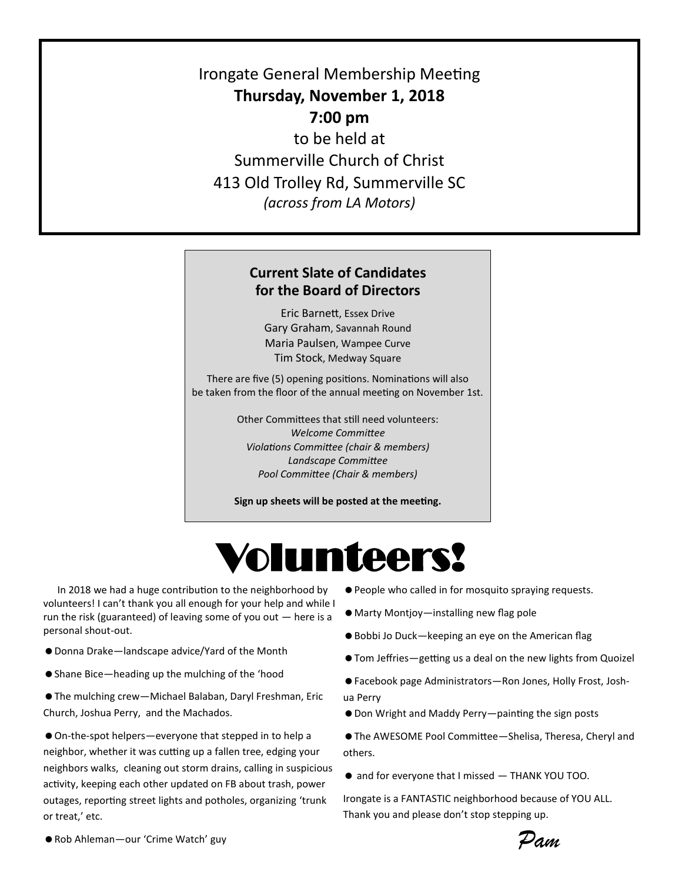Irongate General Membership Meeting

**Thursday, November 1, 2018**

**7:00 pm**

to be held at

Summerville Church of Christ

413 Old Trolley Rd, Summerville SC

*(across from LA Motors)*

### Current Slate of Candidates for the Board of Directors

Eric Barnett, Essex Drive
Gary Graham, Savannah Round
Maria Paulsen, Wampee Curve
Tim Stock, Medway Square

There are five (5) opening positions. Nominations will also be taken from the floor of the annual meeting on November 1st.

Other Committees that still need volunteers:
*Welcome Committee*
*Violations Committee (chair & members)*
*Landscape Committee*
*Pool Committee (Chair & members)*

**Sign up sheets will be posted at the meeting.**

# Volunteers!

In 2018 we had a huge contribution to the neighborhood by volunteers! I can't thank you all enough for your help and while I run the risk (guaranteed) of leaving some of you out — here is a personal shout-out.

- Donna Drake—landscape advice/Yard of the Month
- Shane Bice—heading up the mulching of the 'hood
- The mulching crew—Michael Balaban, Daryl Freshman, Eric Church, Joshua Perry, and the Machados.
- On-the-spot helpers—everyone that stepped in to help a neighbor, whether it was cutting up a fallen tree, edging your neighbors walks, cleaning out storm drains, calling in suspicious activity, keeping each other updated on FB about trash, power outages, reporting street lights and potholes, organizing 'trunk or treat,' etc.
- Rob Ahleman—our 'Crime Watch' guy
- People who called in for mosquito spraying requests.
- Marty Montjoy—installing new flag pole
- Bobbi Jo Duck—keeping an eye on the American flag
- Tom Jeffries—getting us a deal on the new lights from Quoizel
- Facebook page Administrators—Ron Jones, Holly Frost, Joshua Perry
- Don Wright and Maddy Perry—painting the sign posts
- The AWESOME Pool Committee—Shelisa, Theresa, Cheryl and others.
- and for everyone that I missed — THANK YOU TOO.

Irongate is a FANTASTIC neighborhood because of YOU ALL. Thank you and please don't stop stepping up.

*Pam*